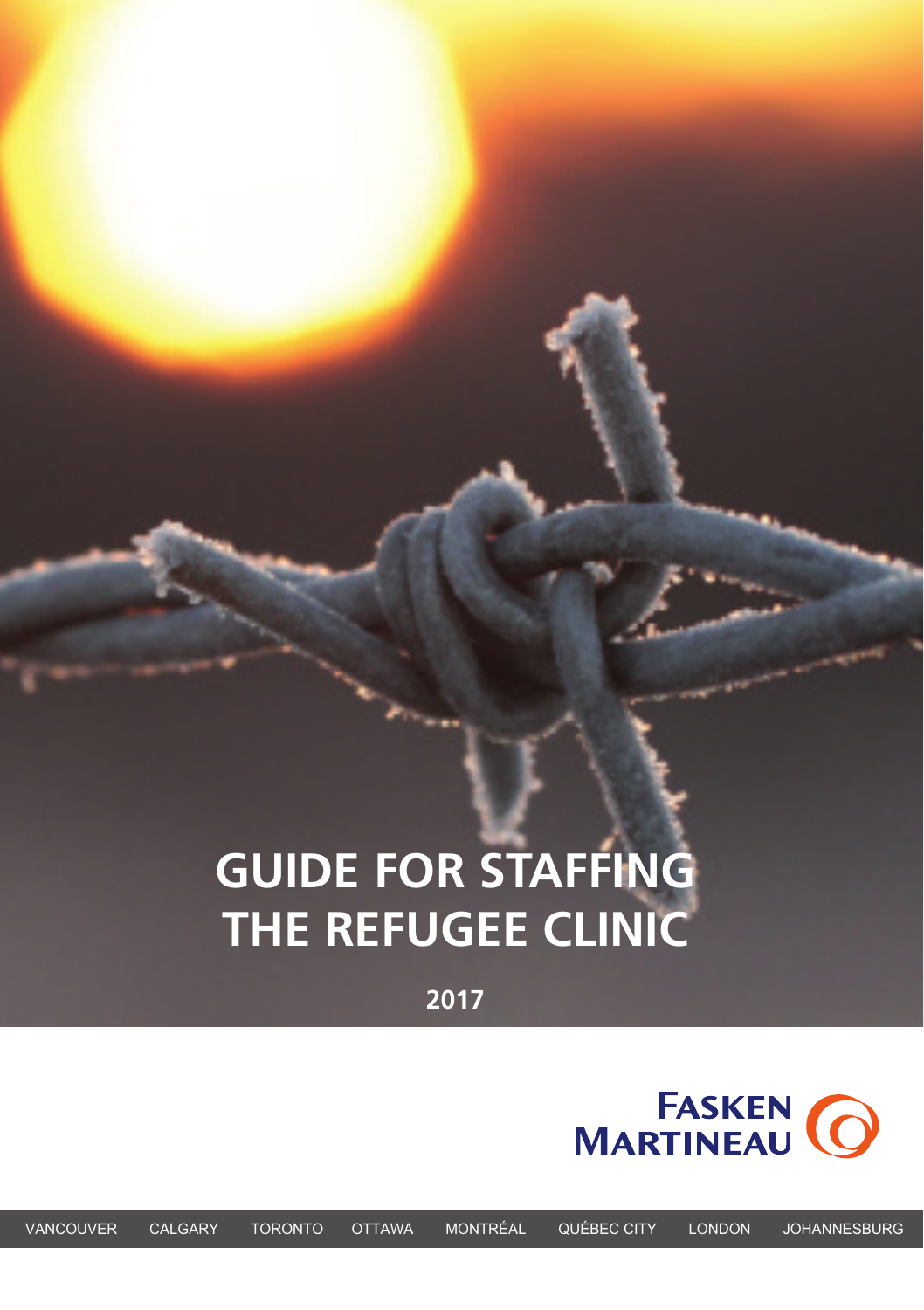# GUIDE FOR STAFFING THE REFUGEE CLINIC

**2017**

FASKEN MARTINEAU

VANCOUVER CALGARY TORONTO OTTAWA MONTRÉAL QUÉBEC CITY LONDON JOHANNESBURG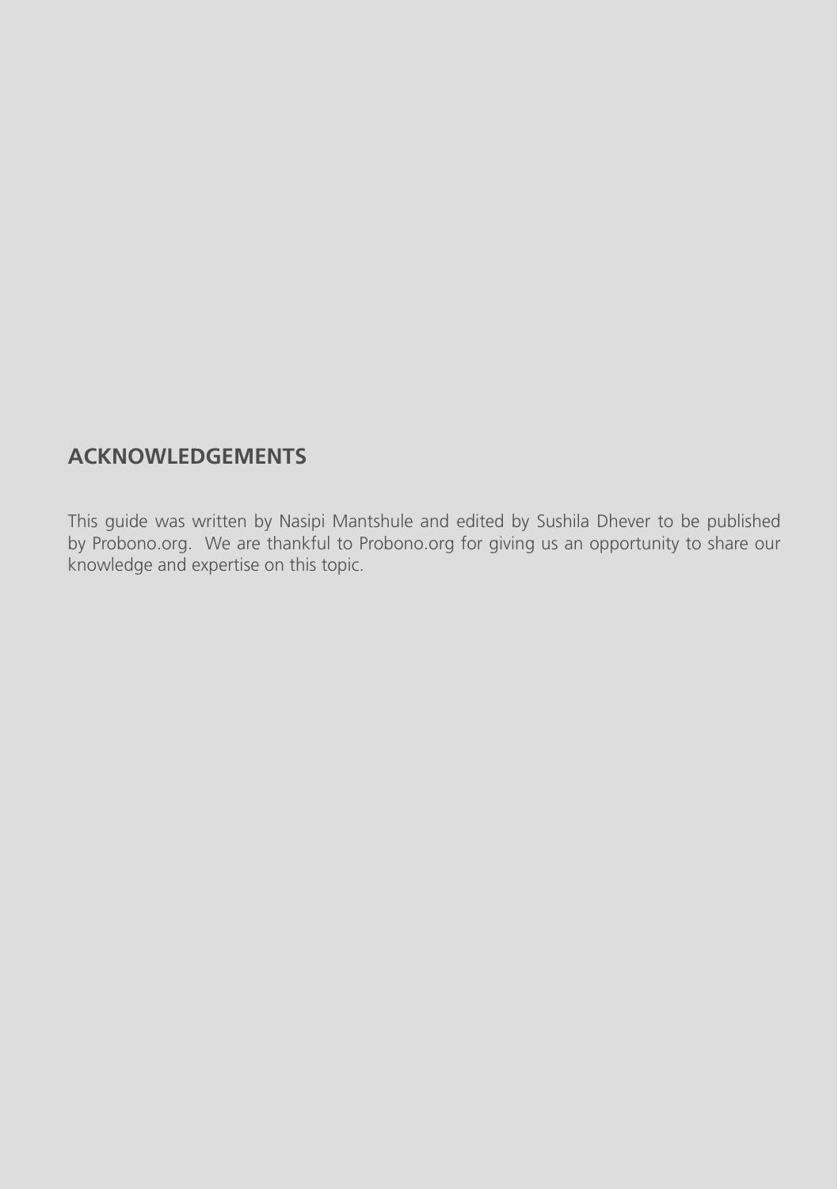## ACKNOWLEDGEMENTS

This guide was written by Nasipi Mantshule and edited by Sushila Dhever to be published by Probono.org. We are thankful to Probono.org for giving us an opportunity to share our knowledge and expertise on this topic.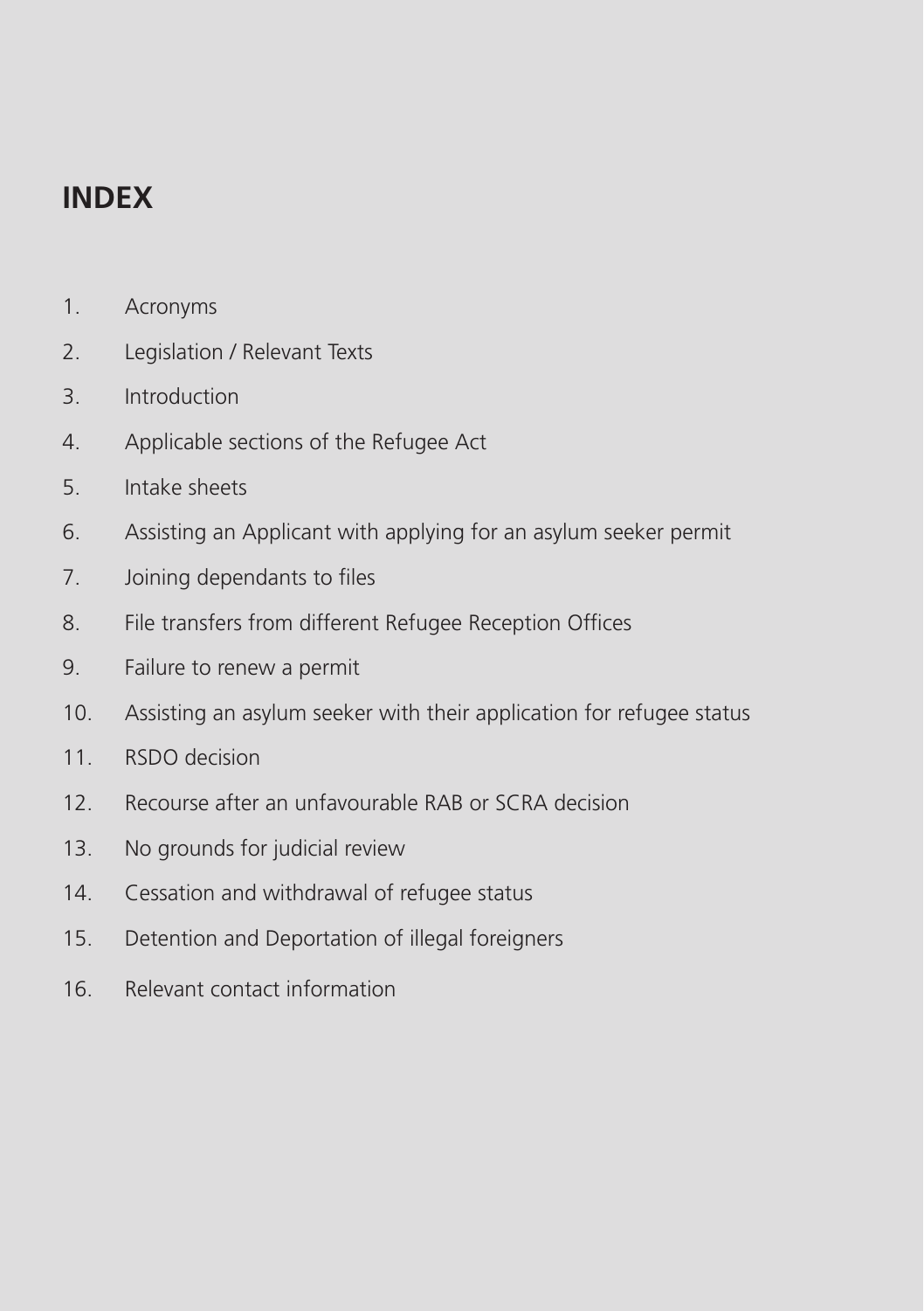## INDEX

1. Acronyms
2. Legislation / Relevant Texts
3. Introduction
4. Applicable sections of the Refugee Act
5. Intake sheets
6. Assisting an Applicant with applying for an asylum seeker permit
7. Joining dependants to files
8. File transfers from different Refugee Reception Offices
9. Failure to renew a permit
10. Assisting an asylum seeker with their application for refugee status
11. RSDO decision
12. Recourse after an unfavourable RAB or SCRA decision
13. No grounds for judicial review
14. Cessation and withdrawal of refugee status
15. Detention and Deportation of illegal foreigners
16. Relevant contact information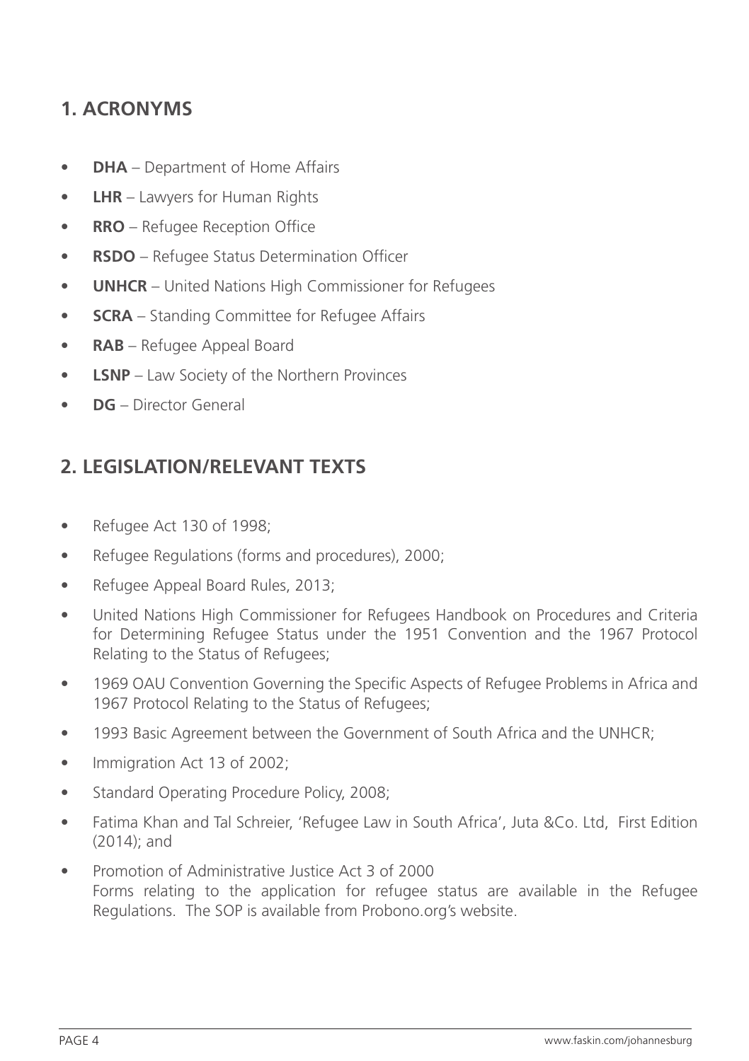## 1. ACRONYMS

- **DHA** – Department of Home Affairs
- **LHR** – Lawyers for Human Rights
- **RRO** – Refugee Reception Office
- **RSDO** – Refugee Status Determination Officer
- **UNHCR** – United Nations High Commissioner for Refugees
- **SCRA** – Standing Committee for Refugee Affairs
- **RAB** – Refugee Appeal Board
- **LSNP** – Law Society of the Northern Provinces
- **DG** – Director General

## 2. LEGISLATION/RELEVANT TEXTS

- Refugee Act 130 of 1998;
- Refugee Regulations (forms and procedures), 2000;
- Refugee Appeal Board Rules, 2013;
- United Nations High Commissioner for Refugees Handbook on Procedures and Criteria for Determining Refugee Status under the 1951 Convention and the 1967 Protocol Relating to the Status of Refugees;
- 1969 OAU Convention Governing the Specific Aspects of Refugee Problems in Africa and 1967 Protocol Relating to the Status of Refugees;
- 1993 Basic Agreement between the Government of South Africa and the UNHCR;
- Immigration Act 13 of 2002;
- Standard Operating Procedure Policy, 2008;
- Fatima Khan and Tal Schreier, 'Refugee Law in South Africa', Juta &Co. Ltd, First Edition (2014); and
- Promotion of Administrative Justice Act 3 of 2000
  Forms relating to the application for refugee status are available in the Refugee Regulations. The SOP is available from Probono.org's website.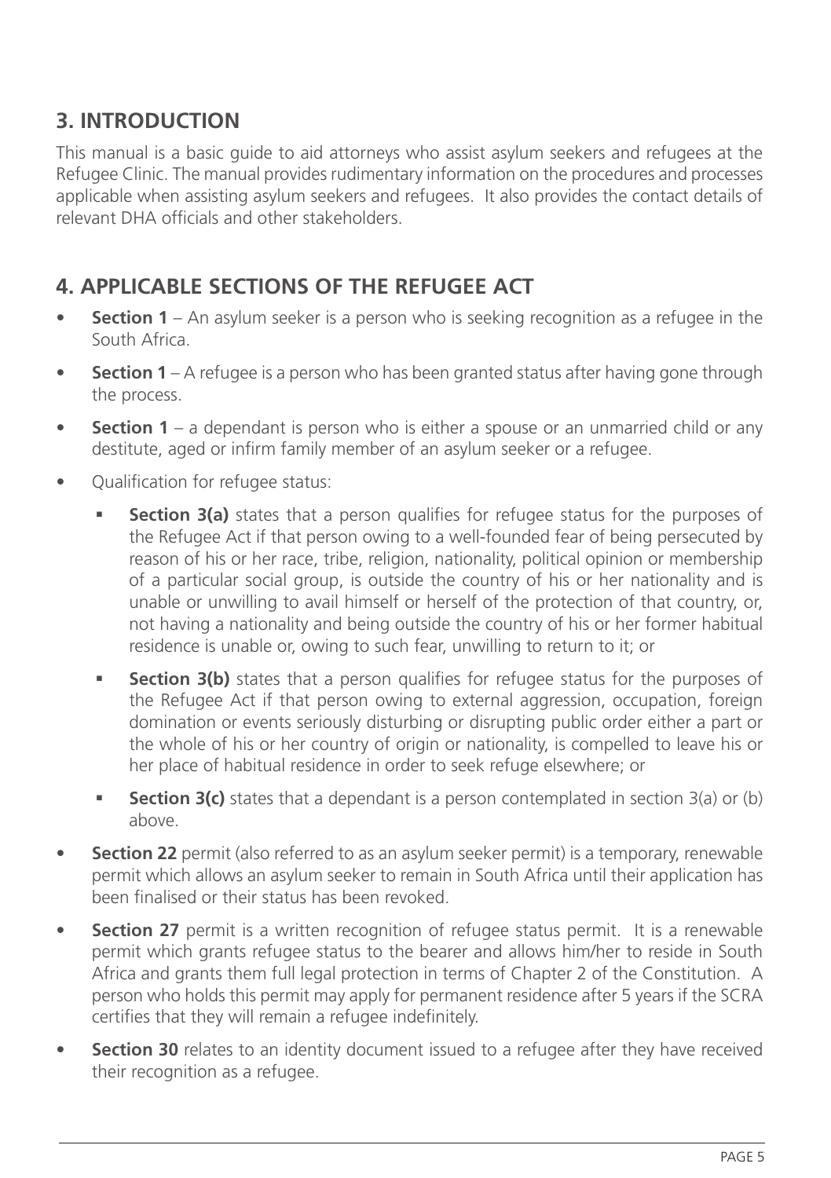## 3. INTRODUCTION

This manual is a basic guide to aid attorneys who assist asylum seekers and refugees at the Refugee Clinic. The manual provides rudimentary information on the procedures and processes applicable when assisting asylum seekers and refugees. It also provides the contact details of relevant DHA officials and other stakeholders.

## 4. APPLICABLE SECTIONS OF THE REFUGEE ACT

- **Section 1** – An asylum seeker is a person who is seeking recognition as a refugee in the South Africa.
- **Section 1** – A refugee is a person who has been granted status after having gone through the process.
- **Section 1** – a dependant is person who is either a spouse or an unmarried child or any destitute, aged or infirm family member of an asylum seeker or a refugee.
- Qualification for refugee status:
  - **Section 3(a)** states that a person qualifies for refugee status for the purposes of the Refugee Act if that person owing to a well-founded fear of being persecuted by reason of his or her race, tribe, religion, nationality, political opinion or membership of a particular social group, is outside the country of his or her nationality and is unable or unwilling to avail himself or herself of the protection of that country, or, not having a nationality and being outside the country of his or her former habitual residence is unable or, owing to such fear, unwilling to return to it; or
  - **Section 3(b)** states that a person qualifies for refugee status for the purposes of the Refugee Act if that person owing to external aggression, occupation, foreign domination or events seriously disturbing or disrupting public order either a part or the whole of his or her country of origin or nationality, is compelled to leave his or her place of habitual residence in order to seek refuge elsewhere; or
  - **Section 3(c)** states that a dependant is a person contemplated in section 3(a) or (b) above.
- **Section 22** permit (also referred to as an asylum seeker permit) is a temporary, renewable permit which allows an asylum seeker to remain in South Africa until their application has been finalised or their status has been revoked.
- **Section 27** permit is a written recognition of refugee status permit. It is a renewable permit which grants refugee status to the bearer and allows him/her to reside in South Africa and grants them full legal protection in terms of Chapter 2 of the Constitution. A person who holds this permit may apply for permanent residence after 5 years if the SCRA certifies that they will remain a refugee indefinitely.
- **Section 30** relates to an identity document issued to a refugee after they have received their recognition as a refugee.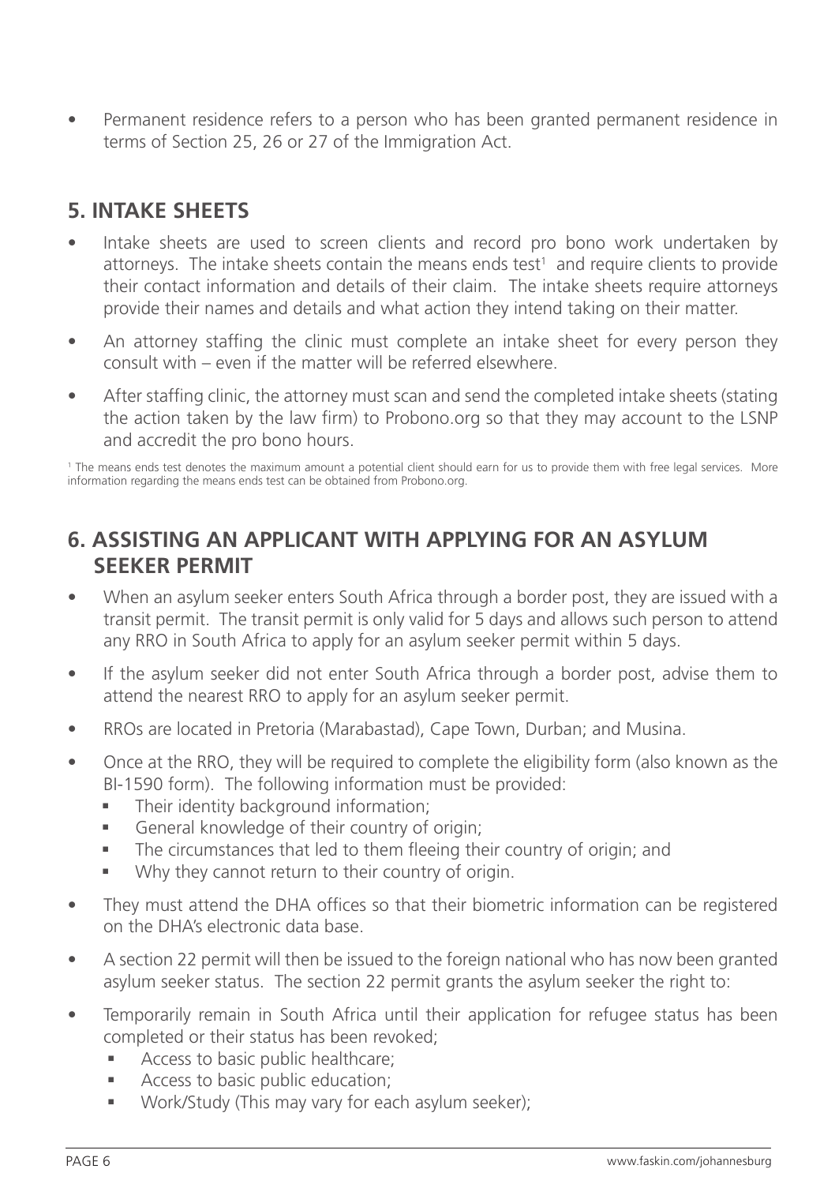- Permanent residence refers to a person who has been granted permanent residence in terms of Section 25, 26 or 27 of the Immigration Act.

## 5. INTAKE SHEETS

- Intake sheets are used to screen clients and record pro bono work undertaken by attorneys. The intake sheets contain the means ends test[1] and require clients to provide their contact information and details of their claim. The intake sheets require attorneys provide their names and details and what action they intend taking on their matter.
- An attorney staffing the clinic must complete an intake sheet for every person they consult with – even if the matter will be referred elsewhere.
- After staffing clinic, the attorney must scan and send the completed intake sheets (stating the action taken by the law firm) to Probono.org so that they may account to the LSNP and accredit the pro bono hours.

[1] The means ends test denotes the maximum amount a potential client should earn for us to provide them with free legal services. More information regarding the means ends test can be obtained from Probono.org.

## 6. ASSISTING AN APPLICANT WITH APPLYING FOR AN ASYLUM SEEKER PERMIT

- When an asylum seeker enters South Africa through a border post, they are issued with a transit permit. The transit permit is only valid for 5 days and allows such person to attend any RRO in South Africa to apply for an asylum seeker permit within 5 days.
- If the asylum seeker did not enter South Africa through a border post, advise them to attend the nearest RRO to apply for an asylum seeker permit.
- RROs are located in Pretoria (Marabastad), Cape Town, Durban; and Musina.
- Once at the RRO, they will be required to complete the eligibility form (also known as the BI-1590 form). The following information must be provided:
  - Their identity background information;
  - General knowledge of their country of origin;
  - The circumstances that led to them fleeing their country of origin; and
  - Why they cannot return to their country of origin.
- They must attend the DHA offices so that their biometric information can be registered on the DHA's electronic data base.
- A section 22 permit will then be issued to the foreign national who has now been granted asylum seeker status. The section 22 permit grants the asylum seeker the right to:
- Temporarily remain in South Africa until their application for refugee status has been completed or their status has been revoked;
  - Access to basic public healthcare;
  - Access to basic public education;
  - Work/Study (This may vary for each asylum seeker);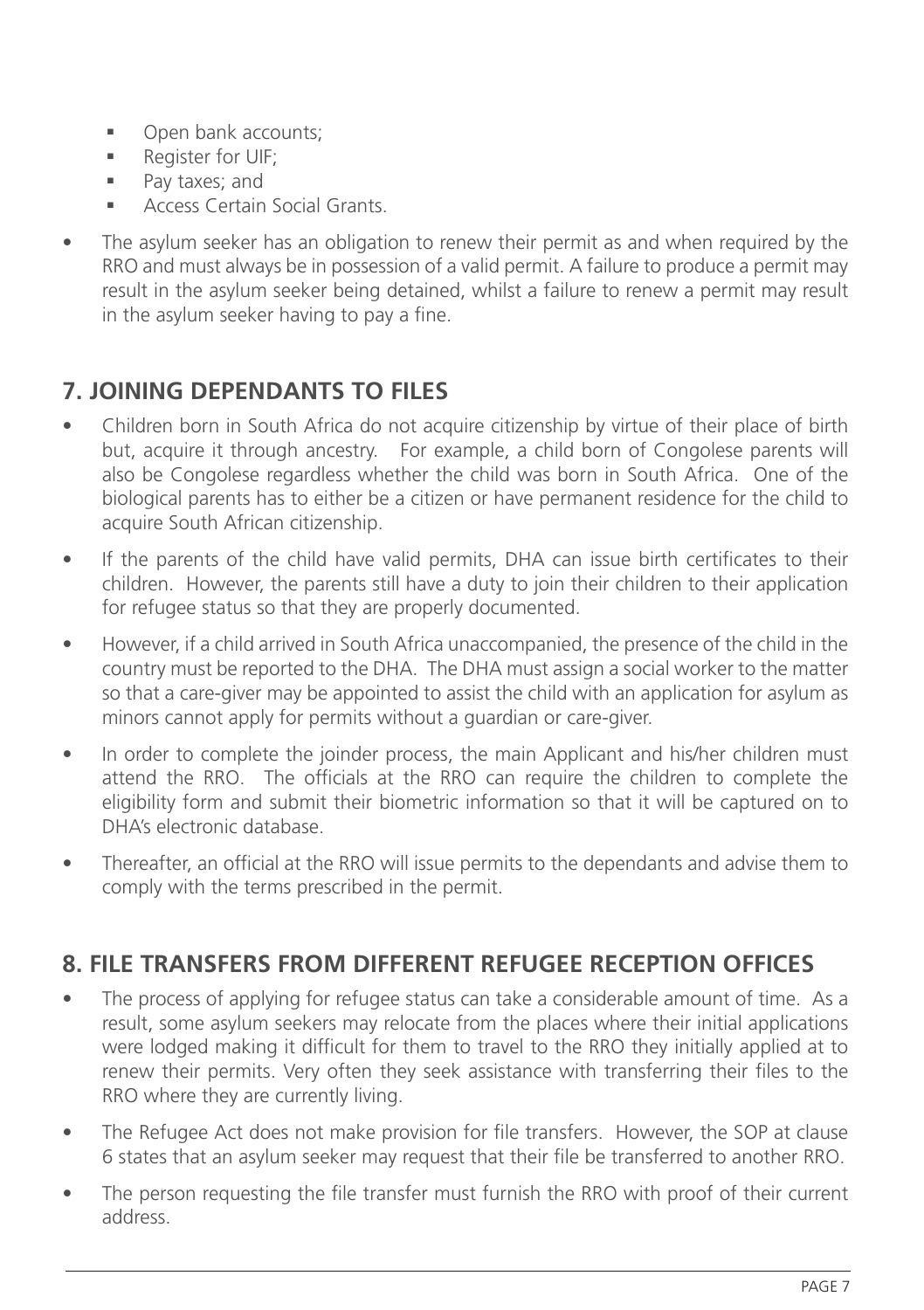- Open bank accounts;
- Register for UIF;
- Pay taxes; and
- Access Certain Social Grants.

- The asylum seeker has an obligation to renew their permit as and when required by the RRO and must always be in possession of a valid permit. A failure to produce a permit may result in the asylum seeker being detained, whilst a failure to renew a permit may result in the asylum seeker having to pay a fine.

## 7. JOINING DEPENDANTS TO FILES

- Children born in South Africa do not acquire citizenship by virtue of their place of birth but, acquire it through ancestry. For example, a child born of Congolese parents will also be Congolese regardless whether the child was born in South Africa. One of the biological parents has to either be a citizen or have permanent residence for the child to acquire South African citizenship.
- If the parents of the child have valid permits, DHA can issue birth certificates to their children. However, the parents still have a duty to join their children to their application for refugee status so that they are properly documented.
- However, if a child arrived in South Africa unaccompanied, the presence of the child in the country must be reported to the DHA. The DHA must assign a social worker to the matter so that a care-giver may be appointed to assist the child with an application for asylum as minors cannot apply for permits without a guardian or care-giver.
- In order to complete the joinder process, the main Applicant and his/her children must attend the RRO. The officials at the RRO can require the children to complete the eligibility form and submit their biometric information so that it will be captured on to DHA's electronic database.
- Thereafter, an official at the RRO will issue permits to the dependants and advise them to comply with the terms prescribed in the permit.

## 8. FILE TRANSFERS FROM DIFFERENT REFUGEE RECEPTION OFFICES

- The process of applying for refugee status can take a considerable amount of time. As a result, some asylum seekers may relocate from the places where their initial applications were lodged making it difficult for them to travel to the RRO they initially applied at to renew their permits. Very often they seek assistance with transferring their files to the RRO where they are currently living.
- The Refugee Act does not make provision for file transfers. However, the SOP at clause 6 states that an asylum seeker may request that their file be transferred to another RRO.
- The person requesting the file transfer must furnish the RRO with proof of their current address.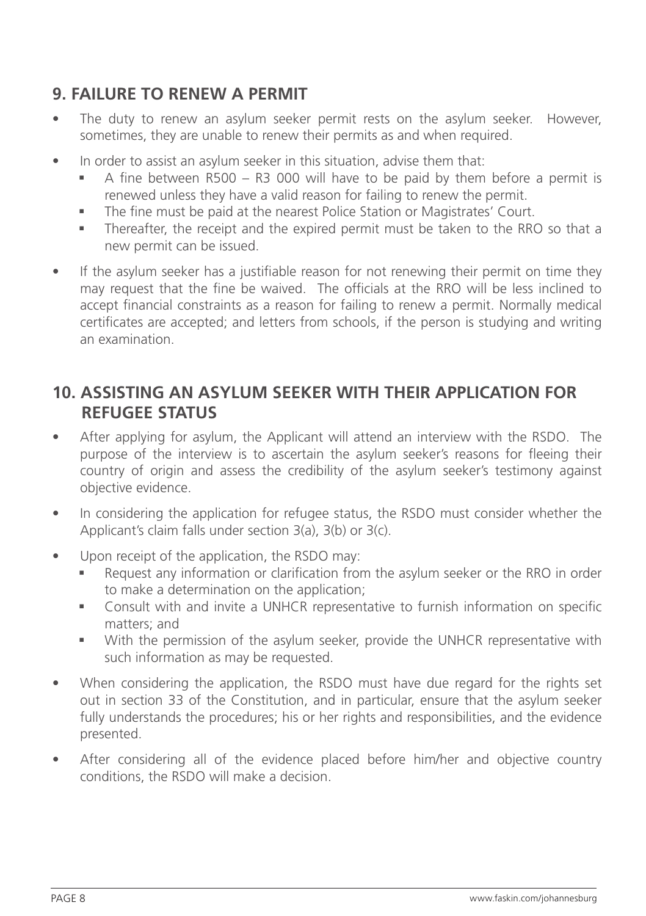## 9. FAILURE TO RENEW A PERMIT

- The duty to renew an asylum seeker permit rests on the asylum seeker. However, sometimes, they are unable to renew their permits as and when required.
- In order to assist an asylum seeker in this situation, advise them that:
    - A fine between R500 – R3 000 will have to be paid by them before a permit is renewed unless they have a valid reason for failing to renew the permit.
    - The fine must be paid at the nearest Police Station or Magistrates' Court.
    - Thereafter, the receipt and the expired permit must be taken to the RRO so that a new permit can be issued.
- If the asylum seeker has a justifiable reason for not renewing their permit on time they may request that the fine be waived. The officials at the RRO will be less inclined to accept financial constraints as a reason for failing to renew a permit. Normally medical certificates are accepted; and letters from schools, if the person is studying and writing an examination.

## 10. ASSISTING AN ASYLUM SEEKER WITH THEIR APPLICATION FOR REFUGEE STATUS

- After applying for asylum, the Applicant will attend an interview with the RSDO. The purpose of the interview is to ascertain the asylum seeker's reasons for fleeing their country of origin and assess the credibility of the asylum seeker's testimony against objective evidence.
- In considering the application for refugee status, the RSDO must consider whether the Applicant's claim falls under section 3(a), 3(b) or 3(c).
- Upon receipt of the application, the RSDO may:
    - Request any information or clarification from the asylum seeker or the RRO in order to make a determination on the application;
    - Consult with and invite a UNHCR representative to furnish information on specific matters; and
    - With the permission of the asylum seeker, provide the UNHCR representative with such information as may be requested.
- When considering the application, the RSDO must have due regard for the rights set out in section 33 of the Constitution, and in particular, ensure that the asylum seeker fully understands the procedures; his or her rights and responsibilities, and the evidence presented.
- After considering all of the evidence placed before him/her and objective country conditions, the RSDO will make a decision.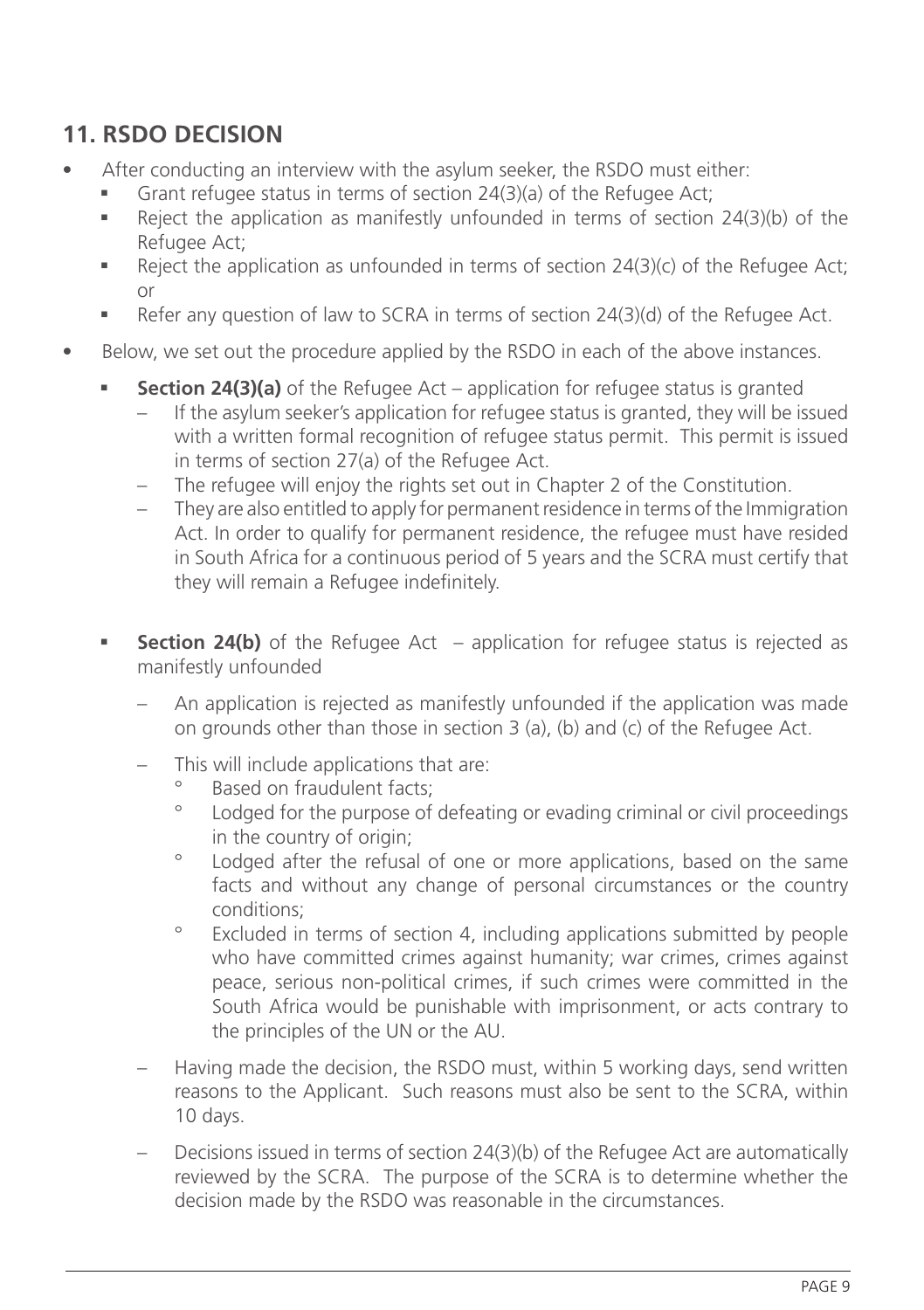## 11. RSDO DECISION

- After conducting an interview with the asylum seeker, the RSDO must either:
  - Grant refugee status in terms of section 24(3)(a) of the Refugee Act;
  - Reject the application as manifestly unfounded in terms of section 24(3)(b) of the Refugee Act;
  - Reject the application as unfounded in terms of section 24(3)(c) of the Refugee Act; or
  - Refer any question of law to SCRA in terms of section 24(3)(d) of the Refugee Act.
- Below, we set out the procedure applied by the RSDO in each of the above instances.
  - **Section 24(3)(a)** of the Refugee Act – application for refugee status is granted
    - If the asylum seeker's application for refugee status is granted, they will be issued with a written formal recognition of refugee status permit. This permit is issued in terms of section 27(a) of the Refugee Act.
    - The refugee will enjoy the rights set out in Chapter 2 of the Constitution.
    - They are also entitled to apply for permanent residence in terms of the Immigration Act. In order to qualify for permanent residence, the refugee must have resided in South Africa for a continuous period of 5 years and the SCRA must certify that they will remain a Refugee indefinitely.
  - **Section 24(b)** of the Refugee Act – application for refugee status is rejected as manifestly unfounded
    - An application is rejected as manifestly unfounded if the application was made on grounds other than those in section 3 (a), (b) and (c) of the Refugee Act.
    - This will include applications that are:
      - Based on fraudulent facts;
      - Lodged for the purpose of defeating or evading criminal or civil proceedings in the country of origin;
      - Lodged after the refusal of one or more applications, based on the same facts and without any change of personal circumstances or the country conditions;
      - Excluded in terms of section 4, including applications submitted by people who have committed crimes against humanity; war crimes, crimes against peace, serious non-political crimes, if such crimes were committed in the South Africa would be punishable with imprisonment, or acts contrary to the principles of the UN or the AU.
    - Having made the decision, the RSDO must, within 5 working days, send written reasons to the Applicant. Such reasons must also be sent to the SCRA, within 10 days.
    - Decisions issued in terms of section 24(3)(b) of the Refugee Act are automatically reviewed by the SCRA. The purpose of the SCRA is to determine whether the decision made by the RSDO was reasonable in the circumstances.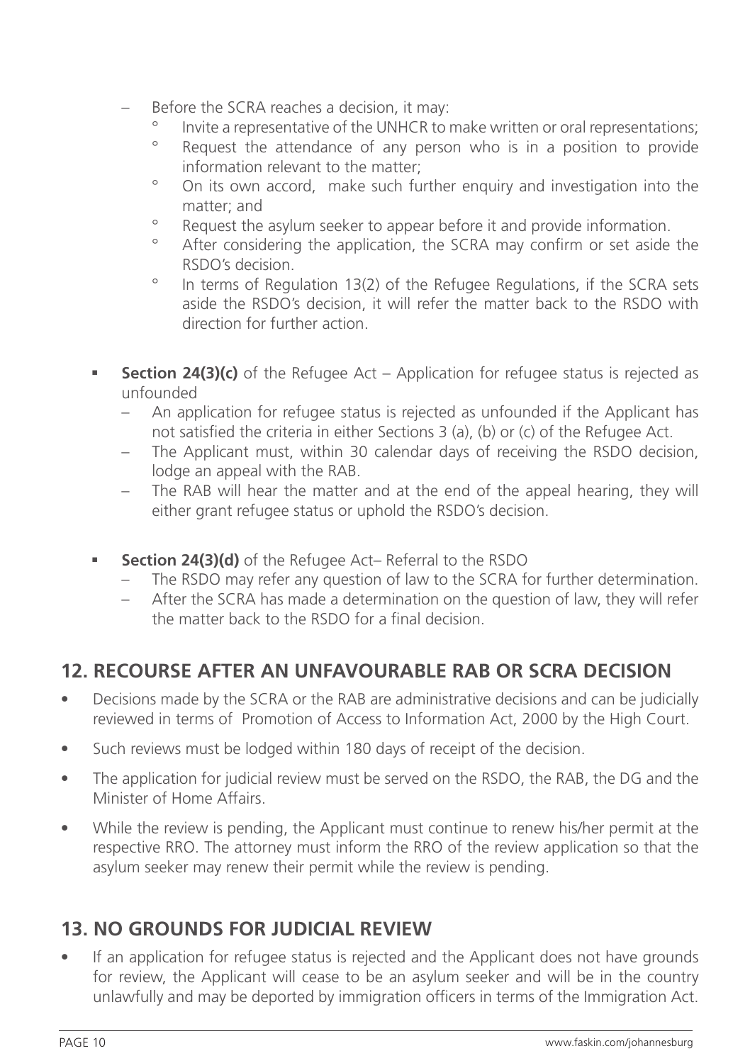- Before the SCRA reaches a decision, it may:
  - Invite a representative of the UNHCR to make written or oral representations;
  - Request the attendance of any person who is in a position to provide information relevant to the matter;
  - On its own accord, make such further enquiry and investigation into the matter; and
  - Request the asylum seeker to appear before it and provide information.
  - After considering the application, the SCRA may confirm or set aside the RSDO's decision.
  - In terms of Regulation 13(2) of the Refugee Regulations, if the SCRA sets aside the RSDO's decision, it will refer the matter back to the RSDO with direction for further action.

- **Section 24(3)(c)** of the Refugee Act – Application for refugee status is rejected as unfounded
  - An application for refugee status is rejected as unfounded if the Applicant has not satisfied the criteria in either Sections 3 (a), (b) or (c) of the Refugee Act.
  - The Applicant must, within 30 calendar days of receiving the RSDO decision, lodge an appeal with the RAB.
  - The RAB will hear the matter and at the end of the appeal hearing, they will either grant refugee status or uphold the RSDO's decision.

- **Section 24(3)(d)** of the Refugee Act– Referral to the RSDO
  - The RSDO may refer any question of law to the SCRA for further determination.
  - After the SCRA has made a determination on the question of law, they will refer the matter back to the RSDO for a final decision.

## 12. RECOURSE AFTER AN UNFAVOURABLE RAB OR SCRA DECISION

- Decisions made by the SCRA or the RAB are administrative decisions and can be judicially reviewed in terms of Promotion of Access to Information Act, 2000 by the High Court.
- Such reviews must be lodged within 180 days of receipt of the decision.
- The application for judicial review must be served on the RSDO, the RAB, the DG and the Minister of Home Affairs.
- While the review is pending, the Applicant must continue to renew his/her permit at the respective RRO. The attorney must inform the RRO of the review application so that the asylum seeker may renew their permit while the review is pending.

## 13. NO GROUNDS FOR JUDICIAL REVIEW

- If an application for refugee status is rejected and the Applicant does not have grounds for review, the Applicant will cease to be an asylum seeker and will be in the country unlawfully and may be deported by immigration officers in terms of the Immigration Act.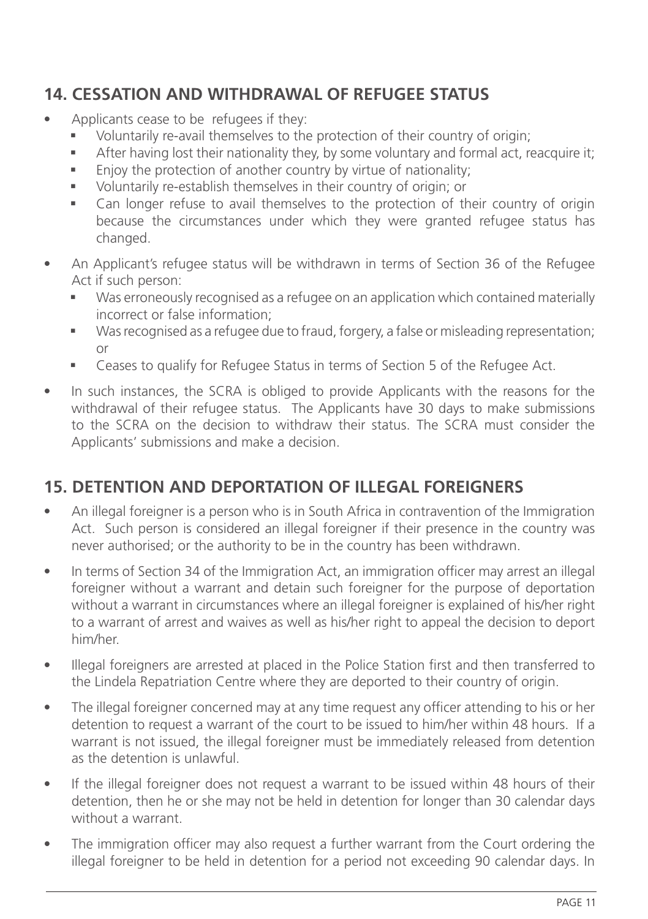## 14. CESSATION AND WITHDRAWAL OF REFUGEE STATUS

- Applicants cease to be refugees if they:
  - Voluntarily re-avail themselves to the protection of their country of origin;
  - After having lost their nationality they, by some voluntary and formal act, reacquire it;
  - Enjoy the protection of another country by virtue of nationality;
  - Voluntarily re-establish themselves in their country of origin; or
  - Can longer refuse to avail themselves to the protection of their country of origin because the circumstances under which they were granted refugee status has changed.
- An Applicant's refugee status will be withdrawn in terms of Section 36 of the Refugee Act if such person:
  - Was erroneously recognised as a refugee on an application which contained materially incorrect or false information;
  - Was recognised as a refugee due to fraud, forgery, a false or misleading representation; or
  - Ceases to qualify for Refugee Status in terms of Section 5 of the Refugee Act.
- In such instances, the SCRA is obliged to provide Applicants with the reasons for the withdrawal of their refugee status. The Applicants have 30 days to make submissions to the SCRA on the decision to withdraw their status. The SCRA must consider the Applicants' submissions and make a decision.

## 15. DETENTION AND DEPORTATION OF ILLEGAL FOREIGNERS

- An illegal foreigner is a person who is in South Africa in contravention of the Immigration Act. Such person is considered an illegal foreigner if their presence in the country was never authorised; or the authority to be in the country has been withdrawn.
- In terms of Section 34 of the Immigration Act, an immigration officer may arrest an illegal foreigner without a warrant and detain such foreigner for the purpose of deportation without a warrant in circumstances where an illegal foreigner is explained of his/her right to a warrant of arrest and waives as well as his/her right to appeal the decision to deport him/her.
- Illegal foreigners are arrested at placed in the Police Station first and then transferred to the Lindela Repatriation Centre where they are deported to their country of origin.
- The illegal foreigner concerned may at any time request any officer attending to his or her detention to request a warrant of the court to be issued to him/her within 48 hours. If a warrant is not issued, the illegal foreigner must be immediately released from detention as the detention is unlawful.
- If the illegal foreigner does not request a warrant to be issued within 48 hours of their detention, then he or she may not be held in detention for longer than 30 calendar days without a warrant.
- The immigration officer may also request a further warrant from the Court ordering the illegal foreigner to be held in detention for a period not exceeding 90 calendar days. In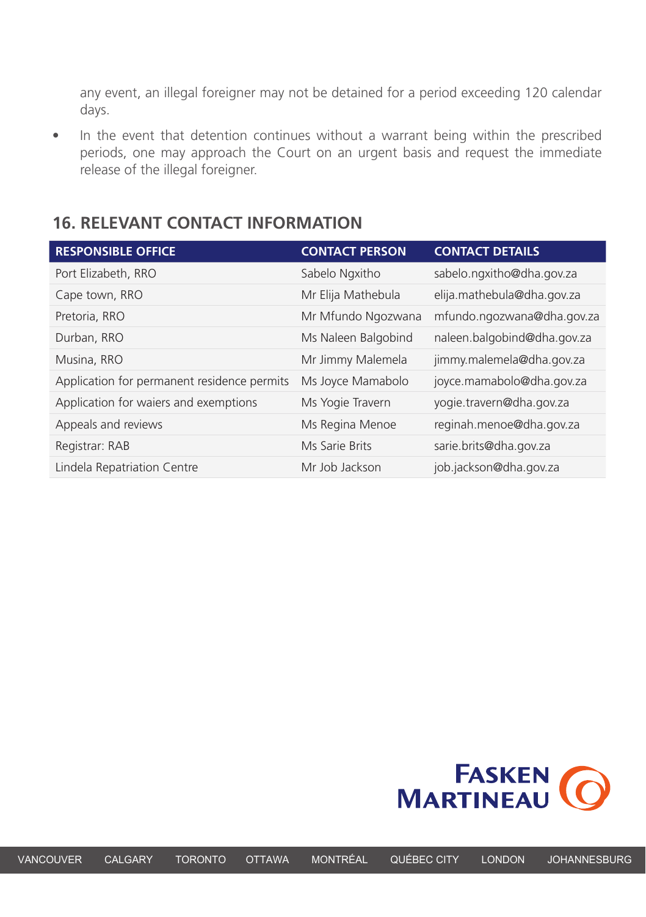any event, an illegal foreigner may not be detained for a period exceeding 120 calendar days.

- In the event that detention continues without a warrant being within the prescribed periods, one may approach the Court on an urgent basis and request the immediate release of the illegal foreigner.

## 16. RELEVANT CONTACT INFORMATION

| RESPONSIBLE OFFICE | CONTACT PERSON | CONTACT DETAILS |
|---|---|---|
| Port Elizabeth, RRO | Sabelo Ngxitho | sabelo.ngxitho@dha.gov.za |
| Cape town, RRO | Mr Elija Mathebula | elija.mathebula@dha.gov.za |
| Pretoria, RRO | Mr Mfundo Ngozwana | mfundo.ngozwana@dha.gov.za |
| Durban, RRO | Ms Naleen Balgobind | naleen.balgobind@dha.gov.za |
| Musina, RRO | Mr Jimmy Malemela | jimmy.malemela@dha.gov.za |
| Application for permanent residence permits | Ms Joyce Mamabolo | joyce.mamabolo@dha.gov.za |
| Application for waiers and exemptions | Ms Yogie Travern | yogie.travern@dha.gov.za |
| Appeals and reviews | Ms Regina Menoe | reginah.menoe@dha.gov.za |
| Registrar: RAB | Ms Sarie Brits | sarie.brits@dha.gov.za |
| Lindela Repatriation Centre | Mr Job Jackson | job.jackson@dha.gov.za |

FASKEN MARTINEAU

VANCOUVER CALGARY TORONTO OTTAWA MONTRÉAL QUÉBEC CITY LONDON JOHANNESBURG